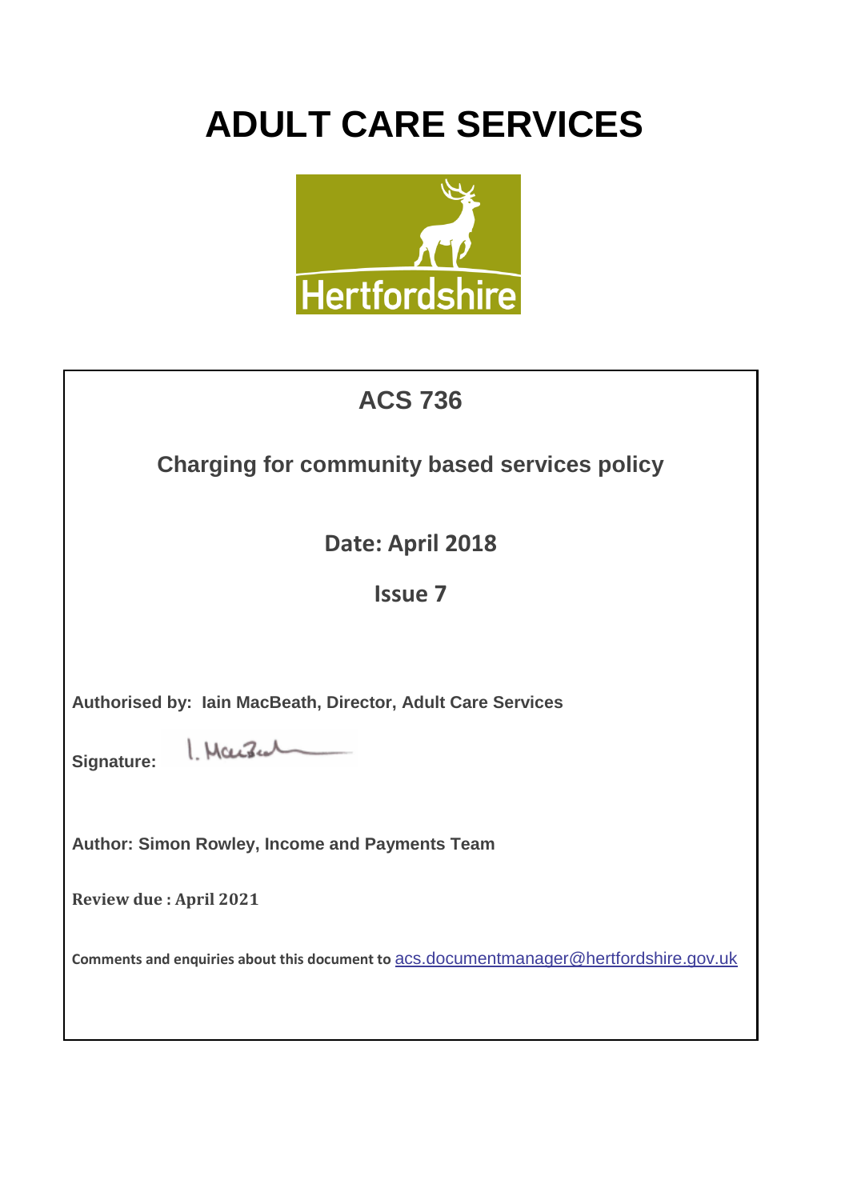# ADULT CARE SERVICES

Hertfordshire

## ACS 736

### Charging for community based services policy

**Date: April 2018**

**Issue 7**

**Authorised by: Iain MacBeath, Director, Adult Care Services**

**Signature:** I. MacBeath

**Author: Simon Rowley, Income and Payments Team**

**Review due : April 2021**

**Comments and enquiries about this document to** acs.documentmanager@hertfordshire.gov.uk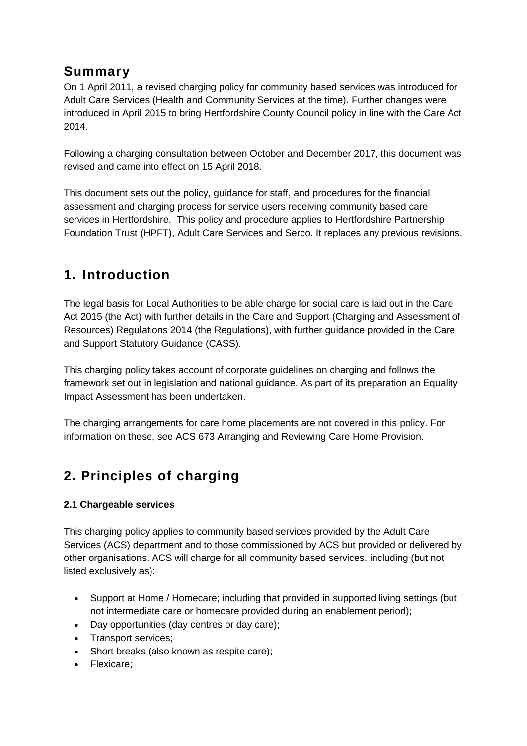## Summary

On 1 April 2011, a revised charging policy for community based services was introduced for Adult Care Services (Health and Community Services at the time). Further changes were introduced in April 2015 to bring Hertfordshire County Council policy in line with the Care Act 2014.

Following a charging consultation between October and December 2017, this document was revised and came into effect on 15 April 2018.

This document sets out the policy, guidance for staff, and procedures for the financial assessment and charging process for service users receiving community based care services in Hertfordshire. This policy and procedure applies to Hertfordshire Partnership Foundation Trust (HPFT), Adult Care Services and Serco. It replaces any previous revisions.

## 1. Introduction

The legal basis for Local Authorities to be able charge for social care is laid out in the Care Act 2015 (the Act) with further details in the Care and Support (Charging and Assessment of Resources) Regulations 2014 (the Regulations), with further guidance provided in the Care and Support Statutory Guidance (CASS).

This charging policy takes account of corporate guidelines on charging and follows the framework set out in legislation and national guidance. As part of its preparation an Equality Impact Assessment has been undertaken.

The charging arrangements for care home placements are not covered in this policy. For information on these, see ACS 673 Arranging and Reviewing Care Home Provision.

## 2. Principles of charging

### 2.1 Chargeable services

This charging policy applies to community based services provided by the Adult Care Services (ACS) department and to those commissioned by ACS but provided or delivered by other organisations. ACS will charge for all community based services, including (but not listed exclusively as):

- Support at Home / Homecare; including that provided in supported living settings (but not intermediate care or homecare provided during an enablement period);
- Day opportunities (day centres or day care);
- Transport services;
- Short breaks (also known as respite care);
- Flexicare;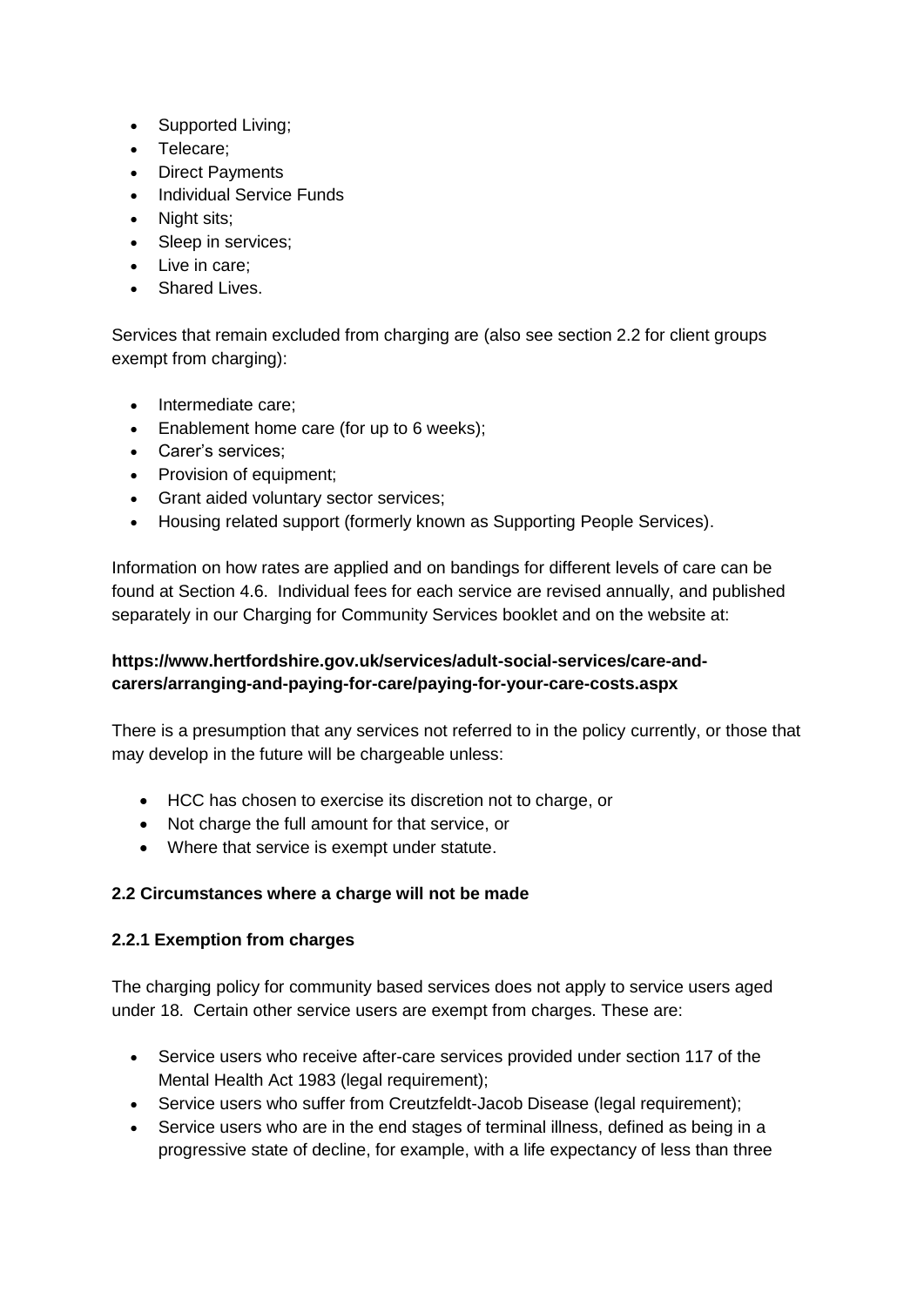- Supported Living;
- Telecare;
- Direct Payments
- Individual Service Funds
- Night sits;
- Sleep in services;
- Live in care;
- Shared Lives.

Services that remain excluded from charging are (also see section 2.2 for client groups exempt from charging):

- Intermediate care;
- Enablement home care (for up to 6 weeks);
- Carer's services;
- Provision of equipment;
- Grant aided voluntary sector services;
- Housing related support (formerly known as Supporting People Services).

Information on how rates are applied and on bandings for different levels of care can be found at Section 4.6. Individual fees for each service are revised annually, and published separately in our Charging for Community Services booklet and on the website at:

**https://www.hertfordshire.gov.uk/services/adult-social-services/care-and-carers/arranging-and-paying-for-care/paying-for-your-care-costs.aspx**

There is a presumption that any services not referred to in the policy currently, or those that may develop in the future will be chargeable unless:

- HCC has chosen to exercise its discretion not to charge, or
- Not charge the full amount for that service, or
- Where that service is exempt under statute.

### 2.2 Circumstances where a charge will not be made

#### 2.2.1 Exemption from charges

The charging policy for community based services does not apply to service users aged under 18. Certain other service users are exempt from charges. These are:

- Service users who receive after-care services provided under section 117 of the Mental Health Act 1983 (legal requirement);
- Service users who suffer from Creutzfeldt-Jacob Disease (legal requirement);
- Service users who are in the end stages of terminal illness, defined as being in a progressive state of decline, for example, with a life expectancy of less than three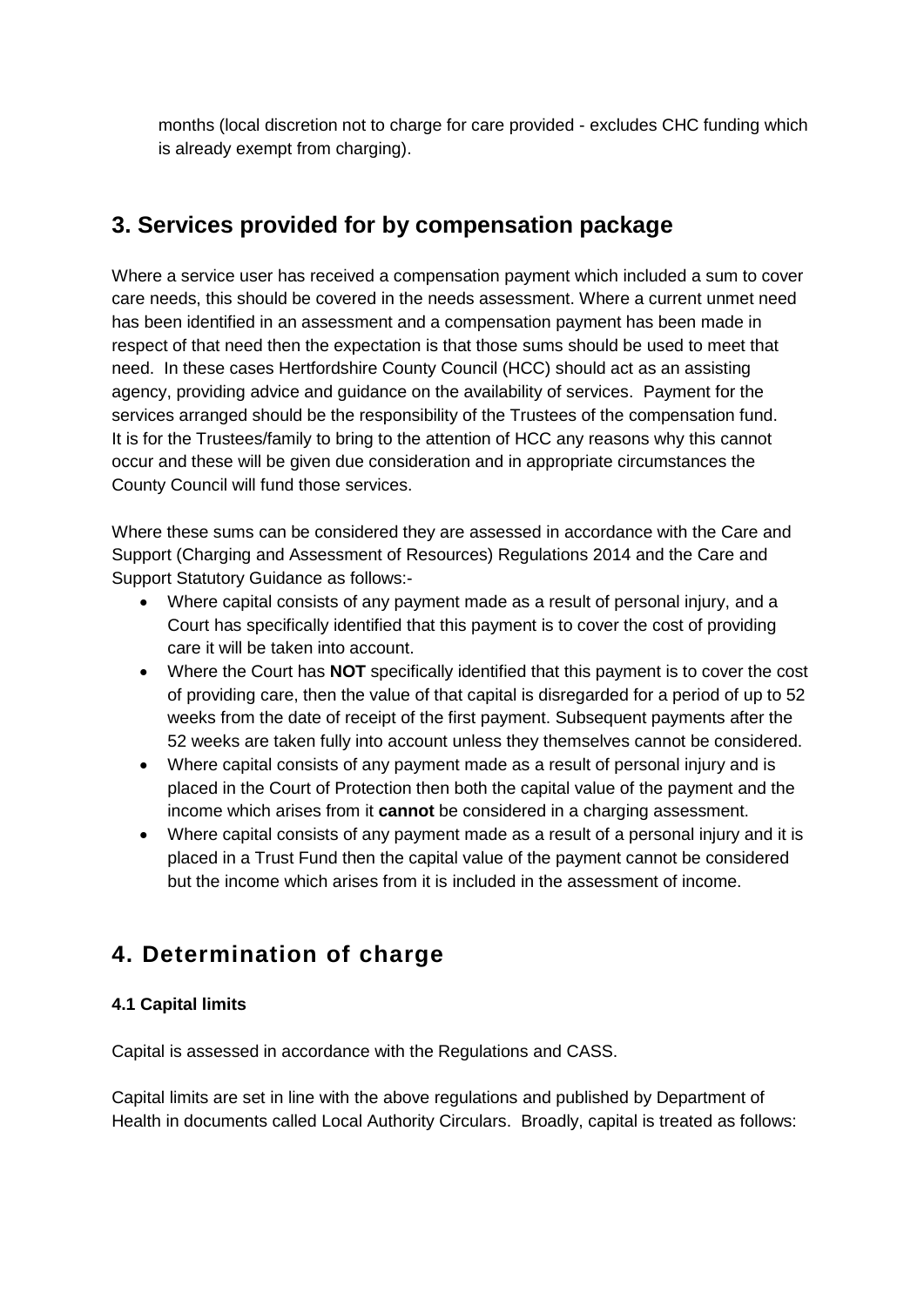months (local discretion not to charge for care provided - excludes CHC funding which is already exempt from charging).

## 3. Services provided for by compensation package

Where a service user has received a compensation payment which included a sum to cover care needs, this should be covered in the needs assessment. Where a current unmet need has been identified in an assessment and a compensation payment has been made in respect of that need then the expectation is that those sums should be used to meet that need. In these cases Hertfordshire County Council (HCC) should act as an assisting agency, providing advice and guidance on the availability of services. Payment for the services arranged should be the responsibility of the Trustees of the compensation fund. It is for the Trustees/family to bring to the attention of HCC any reasons why this cannot occur and these will be given due consideration and in appropriate circumstances the County Council will fund those services.

Where these sums can be considered they are assessed in accordance with the Care and Support (Charging and Assessment of Resources) Regulations 2014 and the Care and Support Statutory Guidance as follows:-

- Where capital consists of any payment made as a result of personal injury, and a Court has specifically identified that this payment is to cover the cost of providing care it will be taken into account.
- Where the Court has **NOT** specifically identified that this payment is to cover the cost of providing care, then the value of that capital is disregarded for a period of up to 52 weeks from the date of receipt of the first payment. Subsequent payments after the 52 weeks are taken fully into account unless they themselves cannot be considered.
- Where capital consists of any payment made as a result of personal injury and is placed in the Court of Protection then both the capital value of the payment and the income which arises from it **cannot** be considered in a charging assessment.
- Where capital consists of any payment made as a result of a personal injury and it is placed in a Trust Fund then the capital value of the payment cannot be considered but the income which arises from it is included in the assessment of income.

## 4. Determination of charge

#### 4.1 Capital limits

Capital is assessed in accordance with the Regulations and CASS.

Capital limits are set in line with the above regulations and published by Department of Health in documents called Local Authority Circulars. Broadly, capital is treated as follows: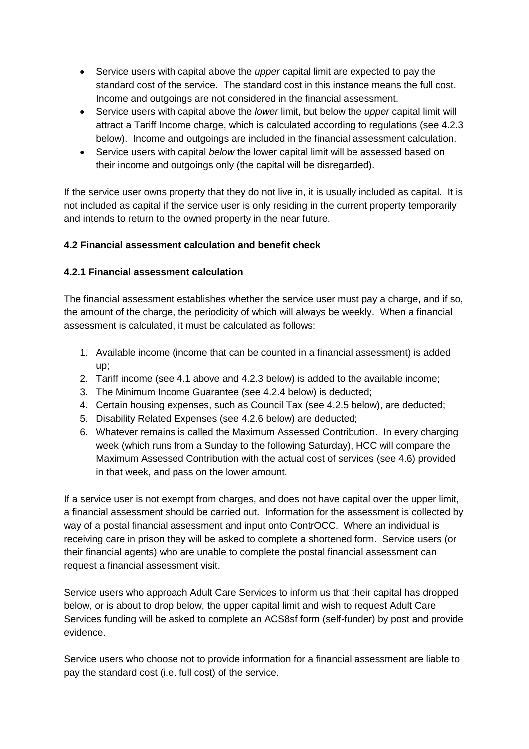- Service users with capital above the *upper* capital limit are expected to pay the standard cost of the service. The standard cost in this instance means the full cost. Income and outgoings are not considered in the financial assessment.
- Service users with capital above the *lower* limit, but below the *upper* capital limit will attract a Tariff Income charge, which is calculated according to regulations (see 4.2.3 below). Income and outgoings are included in the financial assessment calculation.
- Service users with capital *below* the lower capital limit will be assessed based on their income and outgoings only (the capital will be disregarded).

If the service user owns property that they do not live in, it is usually included as capital. It is not included as capital if the service user is only residing in the current property temporarily and intends to return to the owned property in the near future.

### 4.2 Financial assessment calculation and benefit check

#### 4.2.1 Financial assessment calculation

The financial assessment establishes whether the service user must pay a charge, and if so, the amount of the charge, the periodicity of which will always be weekly. When a financial assessment is calculated, it must be calculated as follows:

1. Available income (income that can be counted in a financial assessment) is added up;
2. Tariff income (see 4.1 above and 4.2.3 below) is added to the available income;
3. The Minimum Income Guarantee (see 4.2.4 below) is deducted;
4. Certain housing expenses, such as Council Tax (see 4.2.5 below), are deducted;
5. Disability Related Expenses (see 4.2.6 below) are deducted;
6. Whatever remains is called the Maximum Assessed Contribution. In every charging week (which runs from a Sunday to the following Saturday), HCC will compare the Maximum Assessed Contribution with the actual cost of services (see 4.6) provided in that week, and pass on the lower amount.

If a service user is not exempt from charges, and does not have capital over the upper limit, a financial assessment should be carried out. Information for the assessment is collected by way of a postal financial assessment and input onto ContrOCC. Where an individual is receiving care in prison they will be asked to complete a shortened form. Service users (or their financial agents) who are unable to complete the postal financial assessment can request a financial assessment visit.

Service users who approach Adult Care Services to inform us that their capital has dropped below, or is about to drop below, the upper capital limit and wish to request Adult Care Services funding will be asked to complete an ACS8sf form (self-funder) by post and provide evidence.

Service users who choose not to provide information for a financial assessment are liable to pay the standard cost (i.e. full cost) of the service.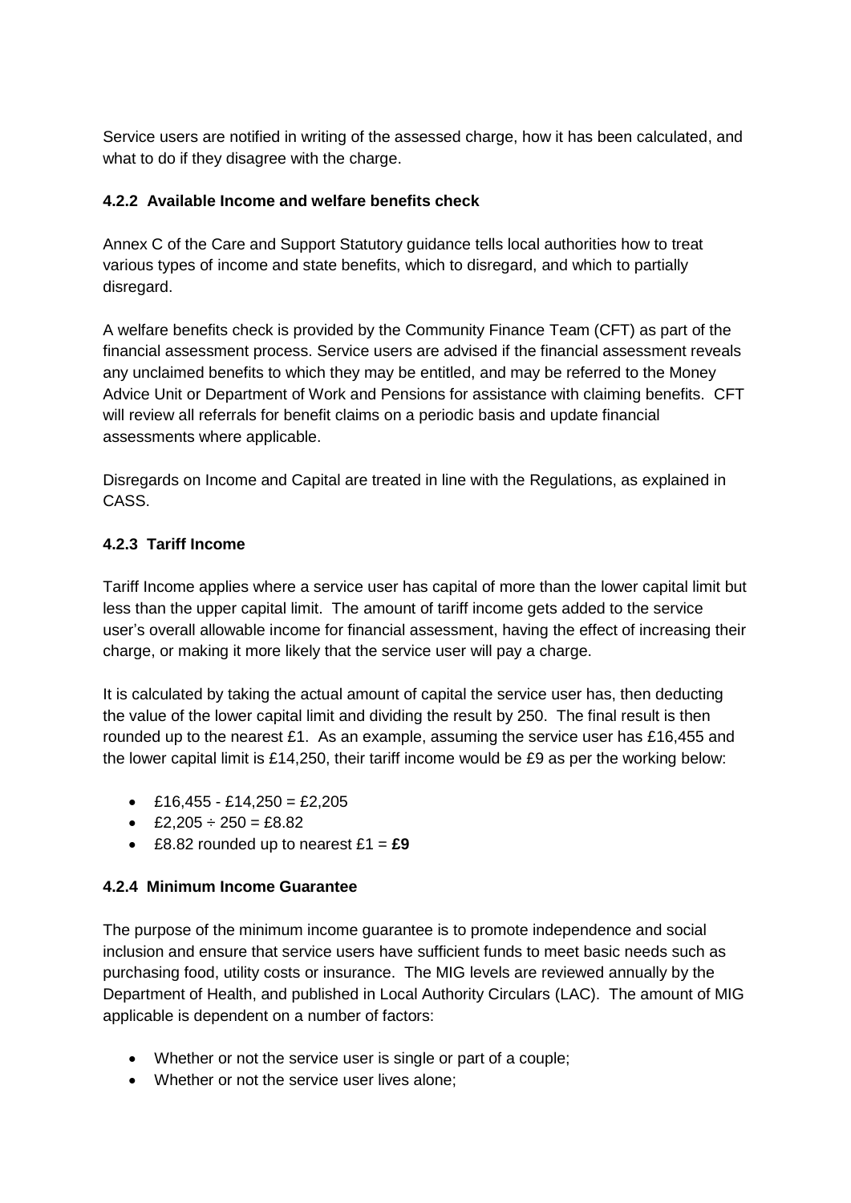Service users are notified in writing of the assessed charge, how it has been calculated, and what to do if they disagree with the charge.

### 4.2.2 Available Income and welfare benefits check

Annex C of the Care and Support Statutory guidance tells local authorities how to treat various types of income and state benefits, which to disregard, and which to partially disregard.

A welfare benefits check is provided by the Community Finance Team (CFT) as part of the financial assessment process. Service users are advised if the financial assessment reveals any unclaimed benefits to which they may be entitled, and may be referred to the Money Advice Unit or Department of Work and Pensions for assistance with claiming benefits. CFT will review all referrals for benefit claims on a periodic basis and update financial assessments where applicable.

Disregards on Income and Capital are treated in line with the Regulations, as explained in CASS.

### 4.2.3 Tariff Income

Tariff Income applies where a service user has capital of more than the lower capital limit but less than the upper capital limit. The amount of tariff income gets added to the service user's overall allowable income for financial assessment, having the effect of increasing their charge, or making it more likely that the service user will pay a charge.

It is calculated by taking the actual amount of capital the service user has, then deducting the value of the lower capital limit and dividing the result by 250. The final result is then rounded up to the nearest £1. As an example, assuming the service user has £16,455 and the lower capital limit is £14,250, their tariff income would be £9 as per the working below:

- £16,455 - £14,250 = £2,205
- £2,205 ÷ 250 = £8.82
- £8.82 rounded up to nearest £1 = **£9**

### 4.2.4 Minimum Income Guarantee

The purpose of the minimum income guarantee is to promote independence and social inclusion and ensure that service users have sufficient funds to meet basic needs such as purchasing food, utility costs or insurance. The MIG levels are reviewed annually by the Department of Health, and published in Local Authority Circulars (LAC). The amount of MIG applicable is dependent on a number of factors:

- Whether or not the service user is single or part of a couple;
- Whether or not the service user lives alone;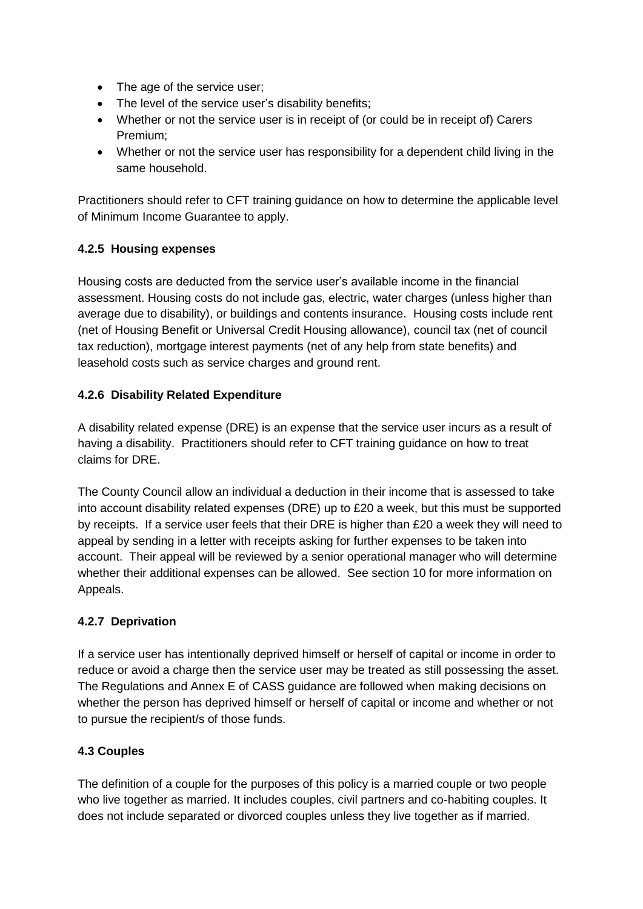- The age of the service user;
- The level of the service user's disability benefits;
- Whether or not the service user is in receipt of (or could be in receipt of) Carers Premium;
- Whether or not the service user has responsibility for a dependent child living in the same household.

Practitioners should refer to CFT training guidance on how to determine the applicable level of Minimum Income Guarantee to apply.

#### 4.2.5 Housing expenses

Housing costs are deducted from the service user's available income in the financial assessment. Housing costs do not include gas, electric, water charges (unless higher than average due to disability), or buildings and contents insurance. Housing costs include rent (net of Housing Benefit or Universal Credit Housing allowance), council tax (net of council tax reduction), mortgage interest payments (net of any help from state benefits) and leasehold costs such as service charges and ground rent.

#### 4.2.6 Disability Related Expenditure

A disability related expense (DRE) is an expense that the service user incurs as a result of having a disability. Practitioners should refer to CFT training guidance on how to treat claims for DRE.

The County Council allow an individual a deduction in their income that is assessed to take into account disability related expenses (DRE) up to £20 a week, but this must be supported by receipts. If a service user feels that their DRE is higher than £20 a week they will need to appeal by sending in a letter with receipts asking for further expenses to be taken into account. Their appeal will be reviewed by a senior operational manager who will determine whether their additional expenses can be allowed. See section 10 for more information on Appeals.

#### 4.2.7 Deprivation

If a service user has intentionally deprived himself or herself of capital or income in order to reduce or avoid a charge then the service user may be treated as still possessing the asset. The Regulations and Annex E of CASS guidance are followed when making decisions on whether the person has deprived himself or herself of capital or income and whether or not to pursue the recipient/s of those funds.

### 4.3 Couples

The definition of a couple for the purposes of this policy is a married couple or two people who live together as married. It includes couples, civil partners and co-habiting couples. It does not include separated or divorced couples unless they live together as if married.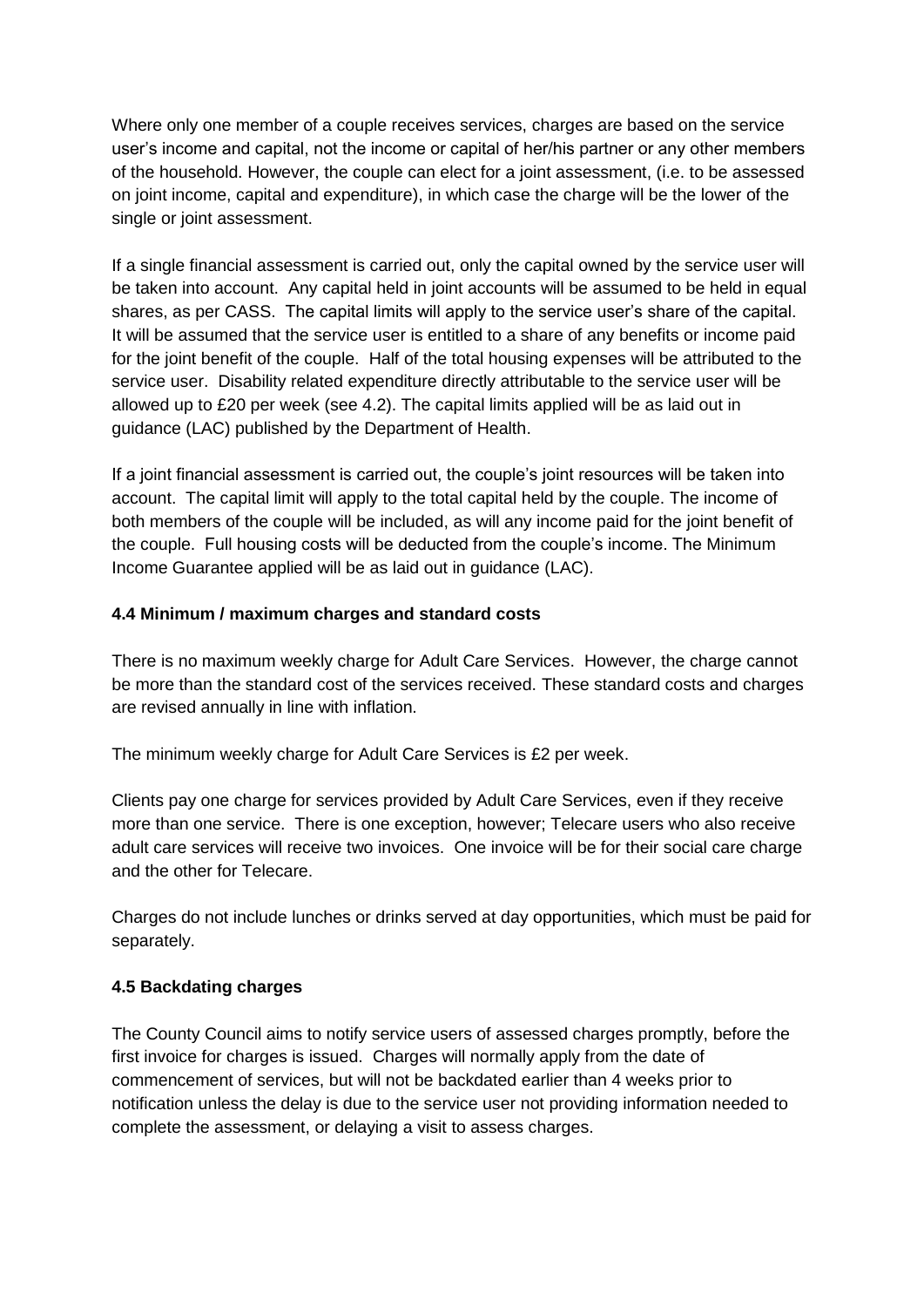Where only one member of a couple receives services, charges are based on the service user's income and capital, not the income or capital of her/his partner or any other members of the household. However, the couple can elect for a joint assessment, (i.e. to be assessed on joint income, capital and expenditure), in which case the charge will be the lower of the single or joint assessment.

If a single financial assessment is carried out, only the capital owned by the service user will be taken into account. Any capital held in joint accounts will be assumed to be held in equal shares, as per CASS. The capital limits will apply to the service user's share of the capital. It will be assumed that the service user is entitled to a share of any benefits or income paid for the joint benefit of the couple. Half of the total housing expenses will be attributed to the service user. Disability related expenditure directly attributable to the service user will be allowed up to £20 per week (see 4.2). The capital limits applied will be as laid out in guidance (LAC) published by the Department of Health.

If a joint financial assessment is carried out, the couple's joint resources will be taken into account. The capital limit will apply to the total capital held by the couple. The income of both members of the couple will be included, as will any income paid for the joint benefit of the couple. Full housing costs will be deducted from the couple's income. The Minimum Income Guarantee applied will be as laid out in guidance (LAC).

#### 4.4 Minimum / maximum charges and standard costs

There is no maximum weekly charge for Adult Care Services. However, the charge cannot be more than the standard cost of the services received. These standard costs and charges are revised annually in line with inflation.

The minimum weekly charge for Adult Care Services is £2 per week.

Clients pay one charge for services provided by Adult Care Services, even if they receive more than one service. There is one exception, however; Telecare users who also receive adult care services will receive two invoices. One invoice will be for their social care charge and the other for Telecare.

Charges do not include lunches or drinks served at day opportunities, which must be paid for separately.

#### 4.5 Backdating charges

The County Council aims to notify service users of assessed charges promptly, before the first invoice for charges is issued. Charges will normally apply from the date of commencement of services, but will not be backdated earlier than 4 weeks prior to notification unless the delay is due to the service user not providing information needed to complete the assessment, or delaying a visit to assess charges.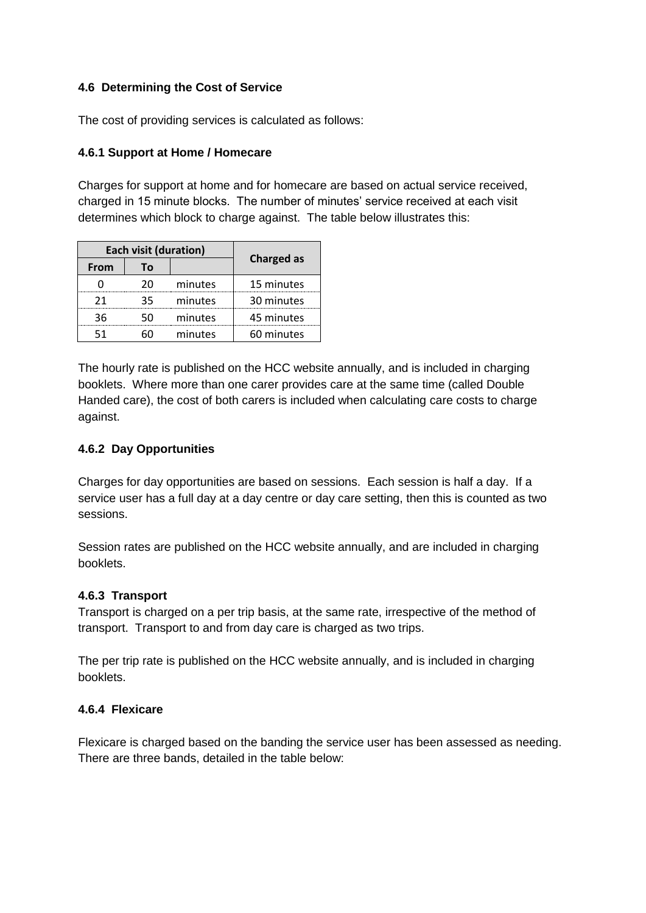### 4.6 Determining the Cost of Service

The cost of providing services is calculated as follows:

#### 4.6.1 Support at Home / Homecare

Charges for support at home and for homecare are based on actual service received, charged in 15 minute blocks. The number of minutes' service received at each visit determines which block to charge against. The table below illustrates this:

| Each visit (duration) | | | Charged as |
|---|---|---|---|
| From | To | | |
| 0 | 20 | minutes | 15 minutes |
| 21 | 35 | minutes | 30 minutes |
| 36 | 50 | minutes | 45 minutes |
| 51 | 60 | minutes | 60 minutes |

The hourly rate is published on the HCC website annually, and is included in charging booklets. Where more than one carer provides care at the same time (called Double Handed care), the cost of both carers is included when calculating care costs to charge against.

#### 4.6.2 Day Opportunities

Charges for day opportunities are based on sessions. Each session is half a day. If a service user has a full day at a day centre or day care setting, then this is counted as two sessions.

Session rates are published on the HCC website annually, and are included in charging booklets.

#### 4.6.3 Transport

Transport is charged on a per trip basis, at the same rate, irrespective of the method of transport. Transport to and from day care is charged as two trips.

The per trip rate is published on the HCC website annually, and is included in charging booklets.

#### 4.6.4 Flexicare

Flexicare is charged based on the banding the service user has been assessed as needing. There are three bands, detailed in the table below: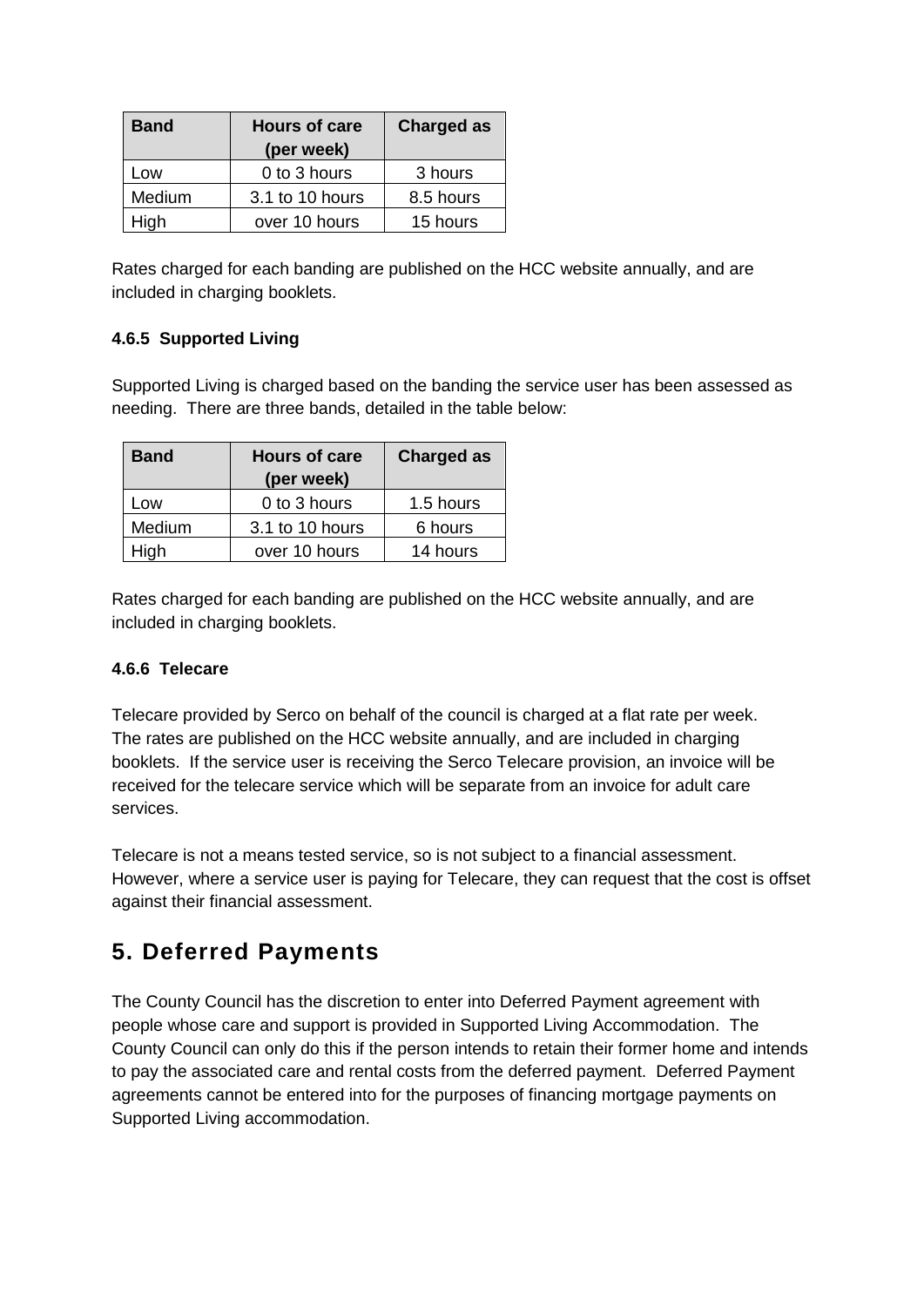| Band | Hours of care (per week) | Charged as |
|---|---|---|
| Low | 0 to 3 hours | 3 hours |
| Medium | 3.1 to 10 hours | 8.5 hours |
| High | over 10 hours | 15 hours |

Rates charged for each banding are published on the HCC website annually, and are included in charging booklets.

#### 4.6.5 Supported Living

Supported Living is charged based on the banding the service user has been assessed as needing. There are three bands, detailed in the table below:

| Band | Hours of care (per week) | Charged as |
|---|---|---|
| Low | 0 to 3 hours | 1.5 hours |
| Medium | 3.1 to 10 hours | 6 hours |
| High | over 10 hours | 14 hours |

Rates charged for each banding are published on the HCC website annually, and are included in charging booklets.

#### 4.6.6 Telecare

Telecare provided by Serco on behalf of the council is charged at a flat rate per week. The rates are published on the HCC website annually, and are included in charging booklets. If the service user is receiving the Serco Telecare provision, an invoice will be received for the telecare service which will be separate from an invoice for adult care services.

Telecare is not a means tested service, so is not subject to a financial assessment. However, where a service user is paying for Telecare, they can request that the cost is offset against their financial assessment.

## 5. Deferred Payments

The County Council has the discretion to enter into Deferred Payment agreement with people whose care and support is provided in Supported Living Accommodation. The County Council can only do this if the person intends to retain their former home and intends to pay the associated care and rental costs from the deferred payment. Deferred Payment agreements cannot be entered into for the purposes of financing mortgage payments on Supported Living accommodation.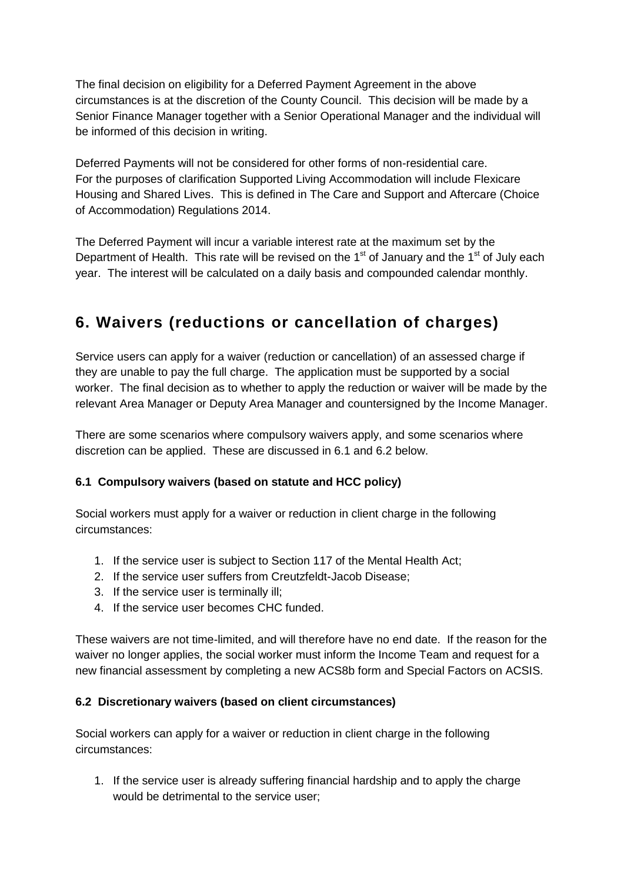The final decision on eligibility for a Deferred Payment Agreement in the above circumstances is at the discretion of the County Council. This decision will be made by a Senior Finance Manager together with a Senior Operational Manager and the individual will be informed of this decision in writing.

Deferred Payments will not be considered for other forms of non-residential care.
For the purposes of clarification Supported Living Accommodation will include Flexicare Housing and Shared Lives. This is defined in The Care and Support and Aftercare (Choice of Accommodation) Regulations 2014.

The Deferred Payment will incur a variable interest rate at the maximum set by the Department of Health. This rate will be revised on the 1st of January and the 1st of July each year. The interest will be calculated on a daily basis and compounded calendar monthly.

## 6. Waivers (reductions or cancellation of charges)

Service users can apply for a waiver (reduction or cancellation) of an assessed charge if they are unable to pay the full charge. The application must be supported by a social worker. The final decision as to whether to apply the reduction or waiver will be made by the relevant Area Manager or Deputy Area Manager and countersigned by the Income Manager.

There are some scenarios where compulsory waivers apply, and some scenarios where discretion can be applied. These are discussed in 6.1 and 6.2 below.

### 6.1 Compulsory waivers (based on statute and HCC policy)

Social workers must apply for a waiver or reduction in client charge in the following circumstances:

1. If the service user is subject to Section 117 of the Mental Health Act;
2. If the service user suffers from Creutzfeldt-Jacob Disease;
3. If the service user is terminally ill;
4. If the service user becomes CHC funded.

These waivers are not time-limited, and will therefore have no end date. If the reason for the waiver no longer applies, the social worker must inform the Income Team and request for a new financial assessment by completing a new ACS8b form and Special Factors on ACSIS.

### 6.2 Discretionary waivers (based on client circumstances)

Social workers can apply for a waiver or reduction in client charge in the following circumstances:

1. If the service user is already suffering financial hardship and to apply the charge would be detrimental to the service user;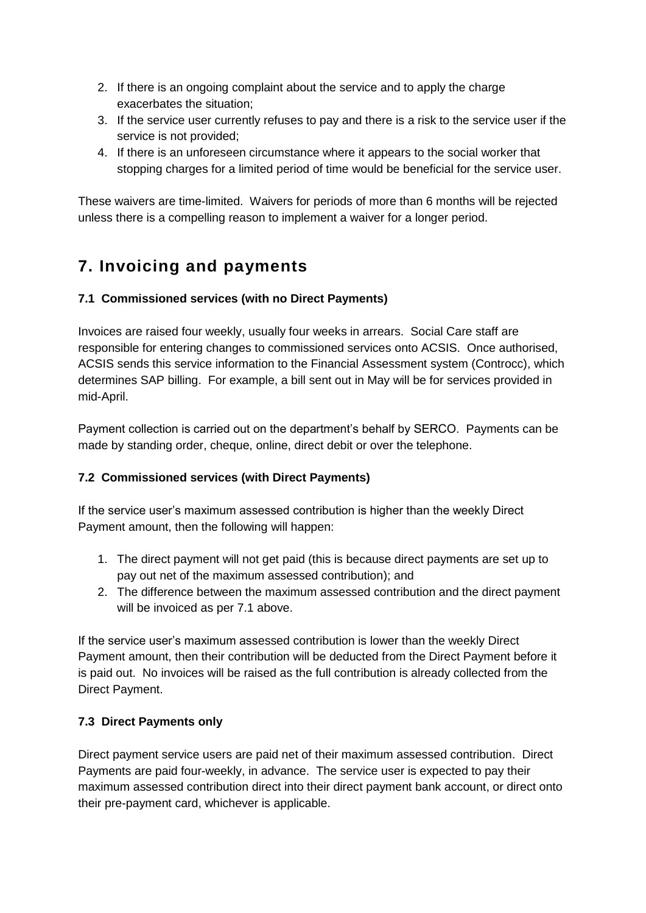2. If there is an ongoing complaint about the service and to apply the charge exacerbates the situation;
3. If the service user currently refuses to pay and there is a risk to the service user if the service is not provided;
4. If there is an unforeseen circumstance where it appears to the social worker that stopping charges for a limited period of time would be beneficial for the service user.

These waivers are time-limited. Waivers for periods of more than 6 months will be rejected unless there is a compelling reason to implement a waiver for a longer period.

## 7. Invoicing and payments

### 7.1 Commissioned services (with no Direct Payments)

Invoices are raised four weekly, usually four weeks in arrears. Social Care staff are responsible for entering changes to commissioned services onto ACSIS. Once authorised, ACSIS sends this service information to the Financial Assessment system (Controcc), which determines SAP billing. For example, a bill sent out in May will be for services provided in mid-April.

Payment collection is carried out on the department's behalf by SERCO. Payments can be made by standing order, cheque, online, direct debit or over the telephone.

### 7.2 Commissioned services (with Direct Payments)

If the service user's maximum assessed contribution is higher than the weekly Direct Payment amount, then the following will happen:

1. The direct payment will not get paid (this is because direct payments are set up to pay out net of the maximum assessed contribution); and
2. The difference between the maximum assessed contribution and the direct payment will be invoiced as per 7.1 above.

If the service user's maximum assessed contribution is lower than the weekly Direct Payment amount, then their contribution will be deducted from the Direct Payment before it is paid out. No invoices will be raised as the full contribution is already collected from the Direct Payment.

### 7.3 Direct Payments only

Direct payment service users are paid net of their maximum assessed contribution. Direct Payments are paid four-weekly, in advance. The service user is expected to pay their maximum assessed contribution direct into their direct payment bank account, or direct onto their pre-payment card, whichever is applicable.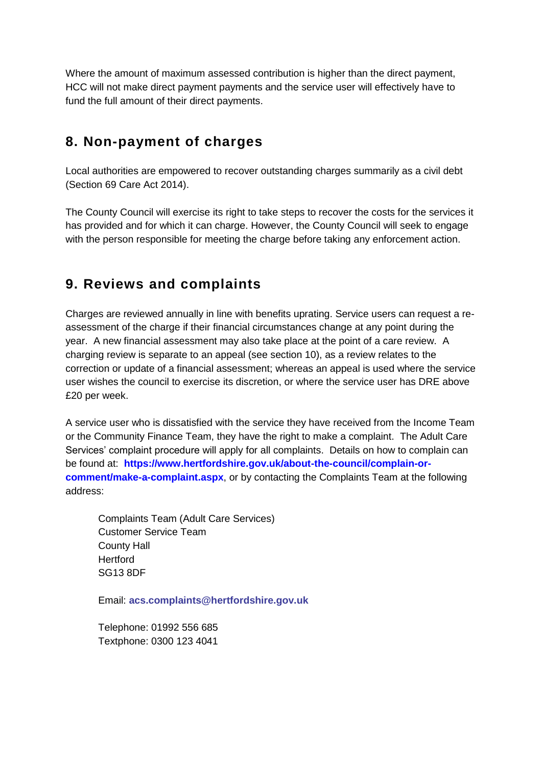Where the amount of maximum assessed contribution is higher than the direct payment, HCC will not make direct payment payments and the service user will effectively have to fund the full amount of their direct payments.

## 8. Non-payment of charges

Local authorities are empowered to recover outstanding charges summarily as a civil debt (Section 69 Care Act 2014).

The County Council will exercise its right to take steps to recover the costs for the services it has provided and for which it can charge. However, the County Council will seek to engage with the person responsible for meeting the charge before taking any enforcement action.

## 9. Reviews and complaints

Charges are reviewed annually in line with benefits uprating. Service users can request a re-assessment of the charge if their financial circumstances change at any point during the year. A new financial assessment may also take place at the point of a care review. A charging review is separate to an appeal (see section 10), as a review relates to the correction or update of a financial assessment; whereas an appeal is used where the service user wishes the council to exercise its discretion, or where the service user has DRE above £20 per week.

A service user who is dissatisfied with the service they have received from the Income Team or the Community Finance Team, they have the right to make a complaint. The Adult Care Services' complaint procedure will apply for all complaints. Details on how to complain can be found at: **https://www.hertfordshire.gov.uk/about-the-council/complain-or-comment/make-a-complaint.aspx**, or by contacting the Complaints Team at the following address:

Complaints Team (Adult Care Services)
Customer Service Team
County Hall
Hertford
SG13 8DF

Email: **acs.complaints@hertfordshire.gov.uk**

Telephone: 01992 556 685
Textphone: 0300 123 4041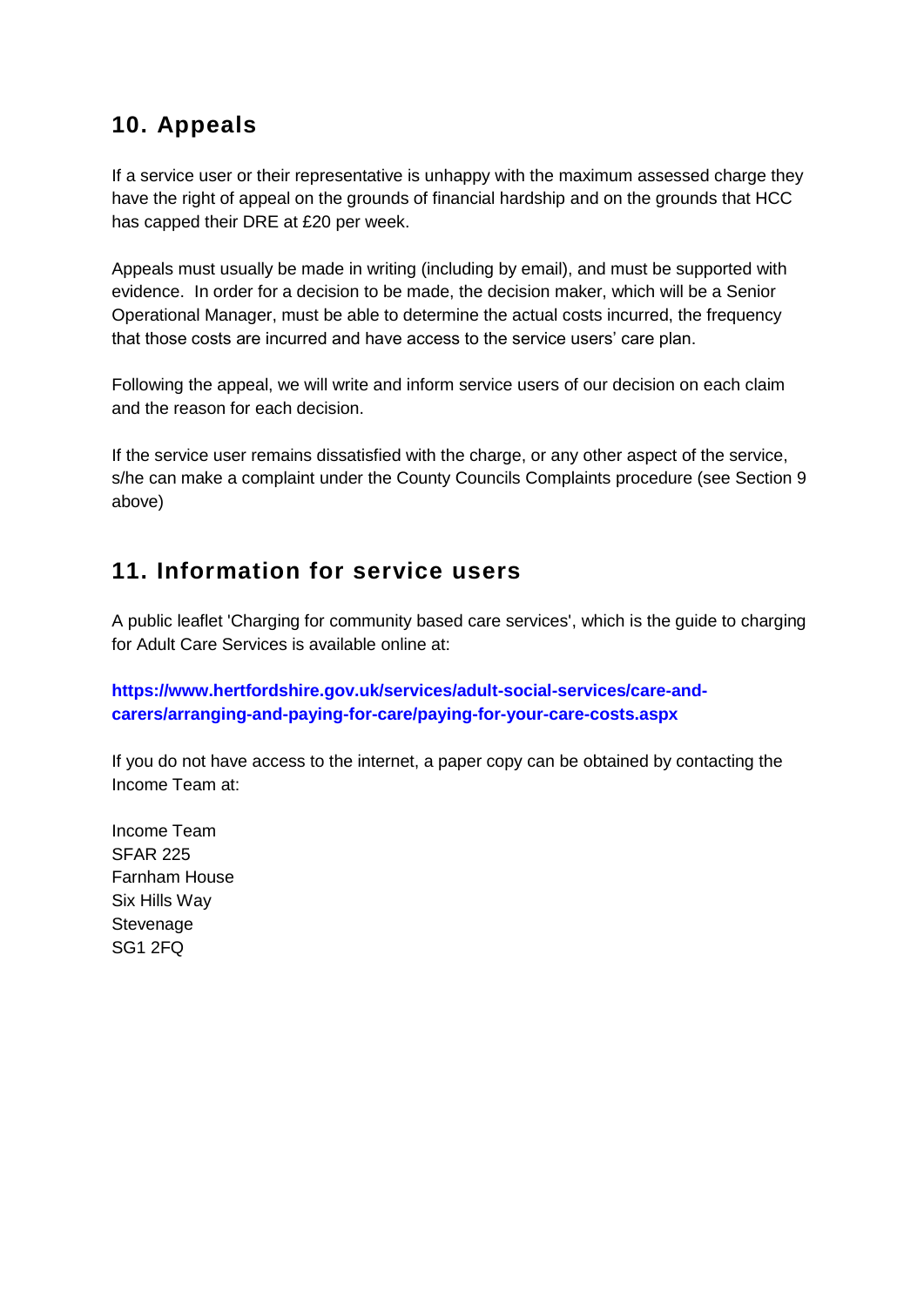## 10. Appeals

If a service user or their representative is unhappy with the maximum assessed charge they have the right of appeal on the grounds of financial hardship and on the grounds that HCC has capped their DRE at £20 per week.

Appeals must usually be made in writing (including by email), and must be supported with evidence. In order for a decision to be made, the decision maker, which will be a Senior Operational Manager, must be able to determine the actual costs incurred, the frequency that those costs are incurred and have access to the service users' care plan.

Following the appeal, we will write and inform service users of our decision on each claim and the reason for each decision.

If the service user remains dissatisfied with the charge, or any other aspect of the service, s/he can make a complaint under the County Councils Complaints procedure (see Section 9 above)

## 11. Information for service users

A public leaflet 'Charging for community based care services', which is the guide to charging for Adult Care Services is available online at:

**https://www.hertfordshire.gov.uk/services/adult-social-services/care-and-carers/arranging-and-paying-for-care/paying-for-your-care-costs.aspx**

If you do not have access to the internet, a paper copy can be obtained by contacting the Income Team at:

Income Team
SFAR 225
Farnham House
Six Hills Way
Stevenage
SG1 2FQ